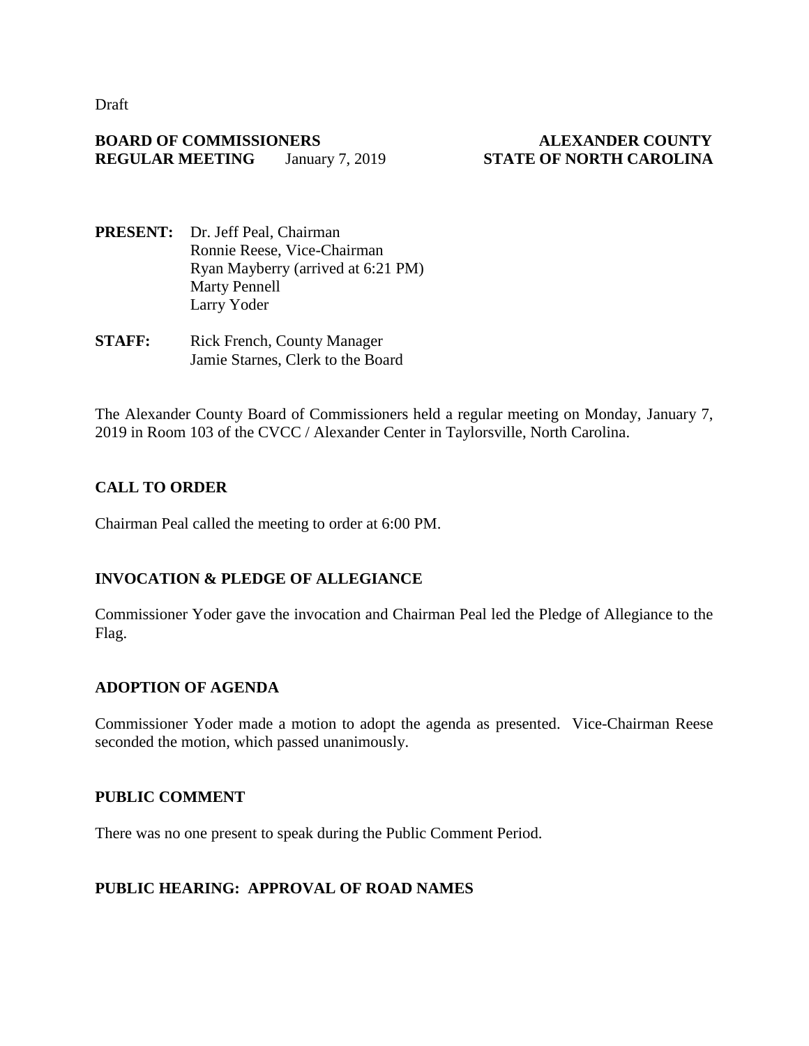Draft

**BOARD OF COMMISSIONERS** **ALEXANDER COUNTY**
**REGULAR MEETING** January 7, 2019 **STATE OF NORTH CAROLINA**

**PRESENT:** Dr. Jeff Peal, Chairman
Ronnie Reese, Vice-Chairman
Ryan Mayberry (arrived at 6:21 PM)
Marty Pennell
Larry Yoder

**STAFF:** Rick French, County Manager
Jamie Starnes, Clerk to the Board

The Alexander County Board of Commissioners held a regular meeting on Monday, January 7, 2019 in Room 103 of the CVCC / Alexander Center in Taylorsville, North Carolina.

## CALL TO ORDER

Chairman Peal called the meeting to order at 6:00 PM.

## INVOCATION & PLEDGE OF ALLEGIANCE

Commissioner Yoder gave the invocation and Chairman Peal led the Pledge of Allegiance to the Flag.

## ADOPTION OF AGENDA

Commissioner Yoder made a motion to adopt the agenda as presented. Vice-Chairman Reese seconded the motion, which passed unanimously.

## PUBLIC COMMENT

There was no one present to speak during the Public Comment Period.

## PUBLIC HEARING: APPROVAL OF ROAD NAMES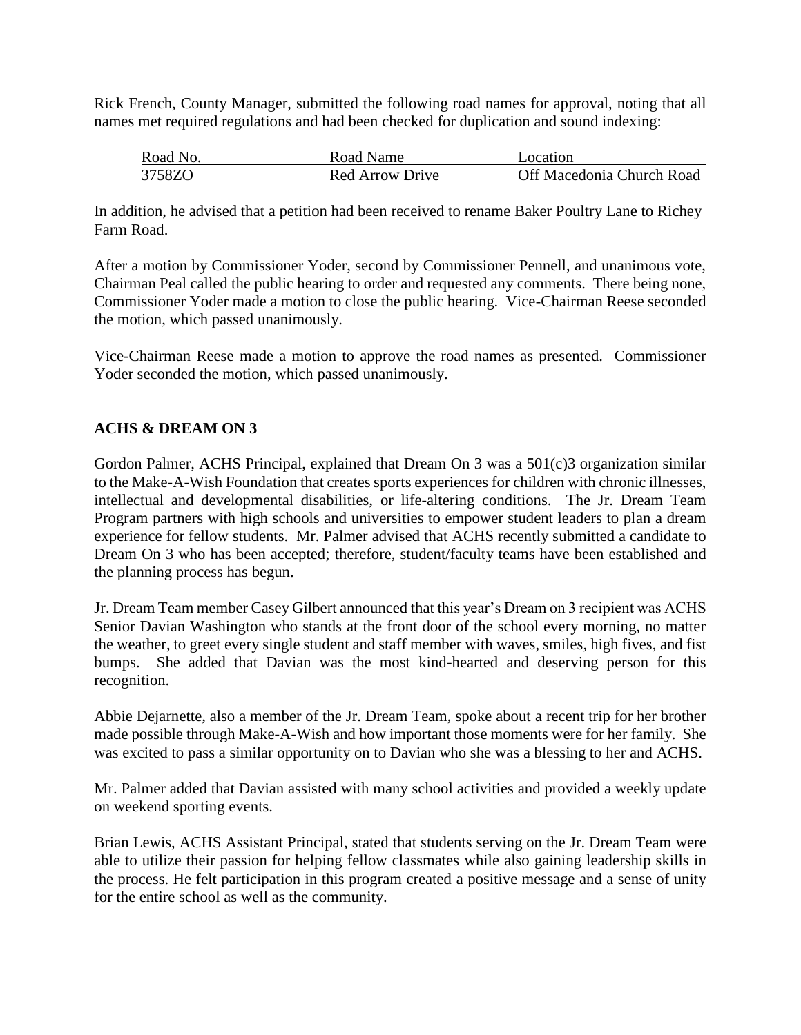Rick French, County Manager, submitted the following road names for approval, noting that all names met required regulations and had been checked for duplication and sound indexing:

| Road No. | Road Name | Location |
|---|---|---|
| 3758ZO | Red Arrow Drive | Off Macedonia Church Road |

In addition, he advised that a petition had been received to rename Baker Poultry Lane to Richey Farm Road.

After a motion by Commissioner Yoder, second by Commissioner Pennell, and unanimous vote, Chairman Peal called the public hearing to order and requested any comments. There being none, Commissioner Yoder made a motion to close the public hearing. Vice-Chairman Reese seconded the motion, which passed unanimously.

Vice-Chairman Reese made a motion to approve the road names as presented. Commissioner Yoder seconded the motion, which passed unanimously.

**ACHS & DREAM ON 3**

Gordon Palmer, ACHS Principal, explained that Dream On 3 was a 501(c)3 organization similar to the Make-A-Wish Foundation that creates sports experiences for children with chronic illnesses, intellectual and developmental disabilities, or life-altering conditions. The Jr. Dream Team Program partners with high schools and universities to empower student leaders to plan a dream experience for fellow students. Mr. Palmer advised that ACHS recently submitted a candidate to Dream On 3 who has been accepted; therefore, student/faculty teams have been established and the planning process has begun.

Jr. Dream Team member Casey Gilbert announced that this year's Dream on 3 recipient was ACHS Senior Davian Washington who stands at the front door of the school every morning, no matter the weather, to greet every single student and staff member with waves, smiles, high fives, and fist bumps. She added that Davian was the most kind-hearted and deserving person for this recognition.

Abbie Dejarnette, also a member of the Jr. Dream Team, spoke about a recent trip for her brother made possible through Make-A-Wish and how important those moments were for her family. She was excited to pass a similar opportunity on to Davian who she was a blessing to her and ACHS.

Mr. Palmer added that Davian assisted with many school activities and provided a weekly update on weekend sporting events.

Brian Lewis, ACHS Assistant Principal, stated that students serving on the Jr. Dream Team were able to utilize their passion for helping fellow classmates while also gaining leadership skills in the process. He felt participation in this program created a positive message and a sense of unity for the entire school as well as the community.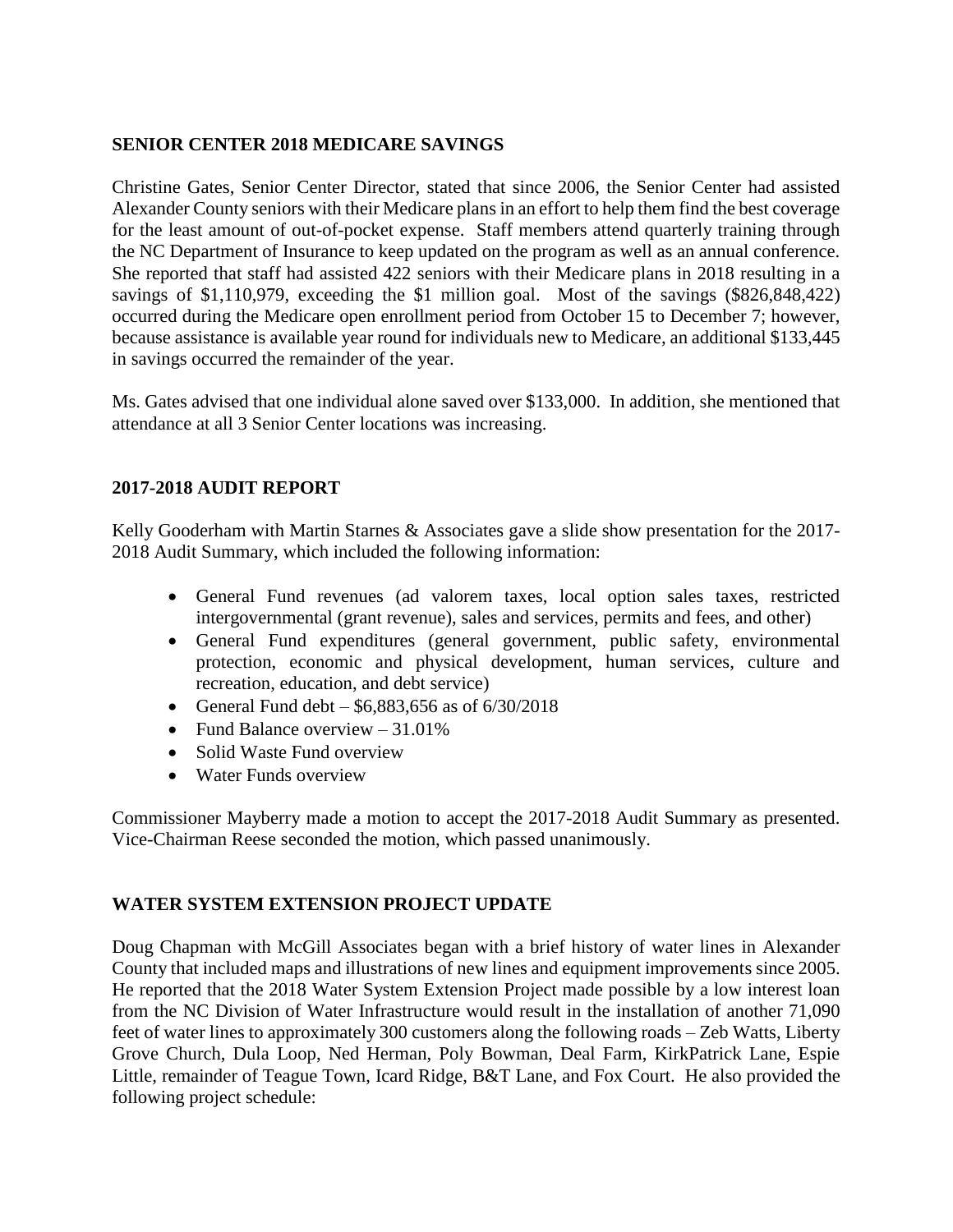## SENIOR CENTER 2018 MEDICARE SAVINGS

Christine Gates, Senior Center Director, stated that since 2006, the Senior Center had assisted Alexander County seniors with their Medicare plans in an effort to help them find the best coverage for the least amount of out-of-pocket expense. Staff members attend quarterly training through the NC Department of Insurance to keep updated on the program as well as an annual conference. She reported that staff had assisted 422 seniors with their Medicare plans in 2018 resulting in a savings of $1,110,979, exceeding the $1 million goal. Most of the savings ($826,848,422) occurred during the Medicare open enrollment period from October 15 to December 7; however, because assistance is available year round for individuals new to Medicare, an additional $133,445 in savings occurred the remainder of the year.

Ms. Gates advised that one individual alone saved over $133,000. In addition, she mentioned that attendance at all 3 Senior Center locations was increasing.

## 2017-2018 AUDIT REPORT

Kelly Gooderham with Martin Starnes & Associates gave a slide show presentation for the 2017-2018 Audit Summary, which included the following information:

- General Fund revenues (ad valorem taxes, local option sales taxes, restricted intergovernmental (grant revenue), sales and services, permits and fees, and other)
- General Fund expenditures (general government, public safety, environmental protection, economic and physical development, human services, culture and recreation, education, and debt service)
- General Fund debt – $6,883,656 as of 6/30/2018
- Fund Balance overview – 31.01%
- Solid Waste Fund overview
- Water Funds overview

Commissioner Mayberry made a motion to accept the 2017-2018 Audit Summary as presented. Vice-Chairman Reese seconded the motion, which passed unanimously.

## WATER SYSTEM EXTENSION PROJECT UPDATE

Doug Chapman with McGill Associates began with a brief history of water lines in Alexander County that included maps and illustrations of new lines and equipment improvements since 2005. He reported that the 2018 Water System Extension Project made possible by a low interest loan from the NC Division of Water Infrastructure would result in the installation of another 71,090 feet of water lines to approximately 300 customers along the following roads – Zeb Watts, Liberty Grove Church, Dula Loop, Ned Herman, Poly Bowman, Deal Farm, KirkPatrick Lane, Espie Little, remainder of Teague Town, Icard Ridge, B&T Lane, and Fox Court. He also provided the following project schedule: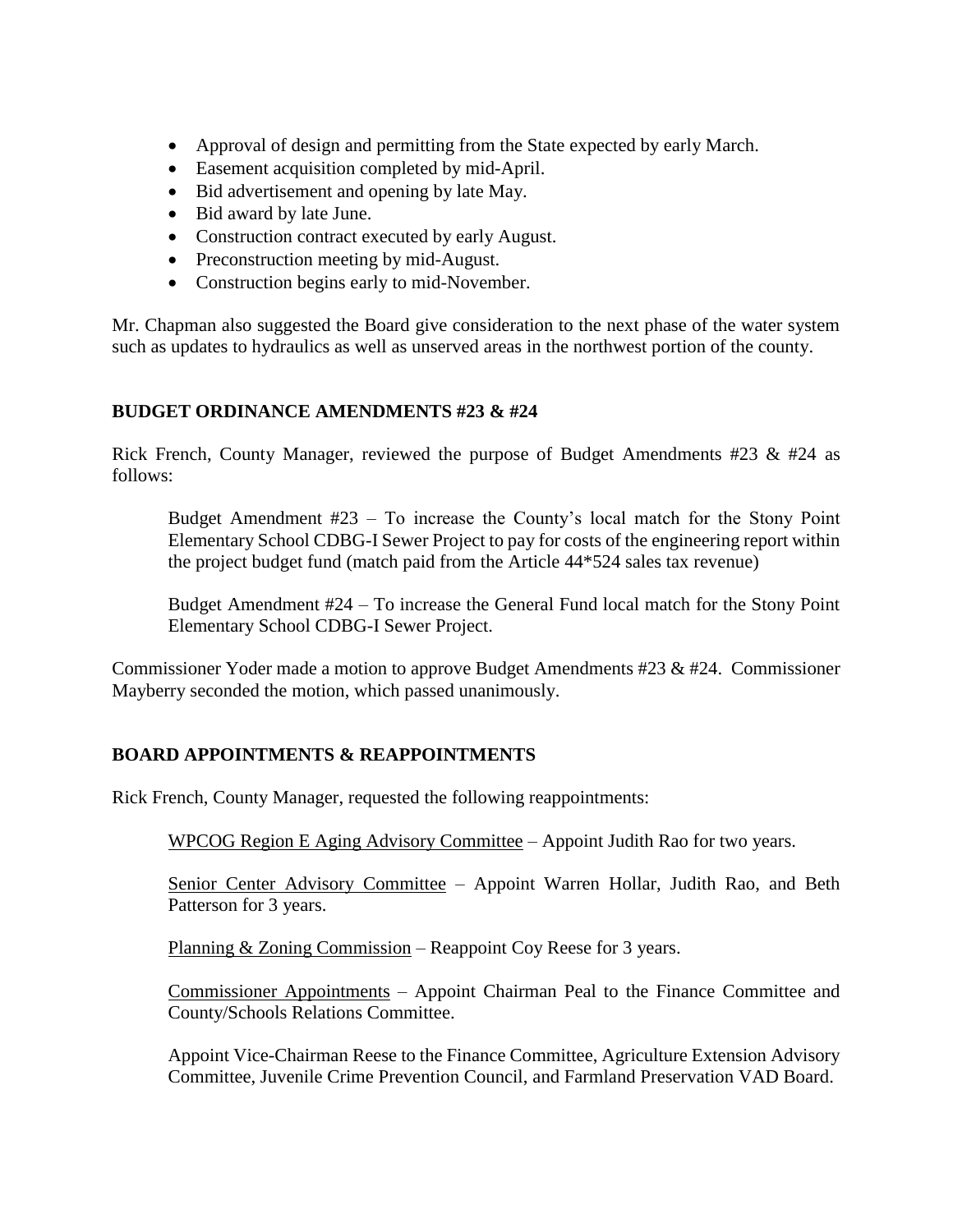- Approval of design and permitting from the State expected by early March.
- Easement acquisition completed by mid-April.
- Bid advertisement and opening by late May.
- Bid award by late June.
- Construction contract executed by early August.
- Preconstruction meeting by mid-August.
- Construction begins early to mid-November.

Mr. Chapman also suggested the Board give consideration to the next phase of the water system such as updates to hydraulics as well as unserved areas in the northwest portion of the county.

## BUDGET ORDINANCE AMENDMENTS #23 & #24

Rick French, County Manager, reviewed the purpose of Budget Amendments #23 & #24 as follows:

> Budget Amendment #23 – To increase the County's local match for the Stony Point Elementary School CDBG-I Sewer Project to pay for costs of the engineering report within the project budget fund (match paid from the Article 44*524 sales tax revenue)
>
> Budget Amendment #24 – To increase the General Fund local match for the Stony Point Elementary School CDBG-I Sewer Project.

Commissioner Yoder made a motion to approve Budget Amendments #23 & #24. Commissioner Mayberry seconded the motion, which passed unanimously.

## BOARD APPOINTMENTS & REAPPOINTMENTS

Rick French, County Manager, requested the following reappointments:

> <u>WPCOG Region E Aging Advisory Committee</u> – Appoint Judith Rao for two years.
>
> <u>Senior Center Advisory Committee</u> – Appoint Warren Hollar, Judith Rao, and Beth Patterson for 3 years.
>
> <u>Planning & Zoning Commission</u> – Reappoint Coy Reese for 3 years.
>
> <u>Commissioner Appointments</u> – Appoint Chairman Peal to the Finance Committee and County/Schools Relations Committee.
>
> Appoint Vice-Chairman Reese to the Finance Committee, Agriculture Extension Advisory Committee, Juvenile Crime Prevention Council, and Farmland Preservation VAD Board.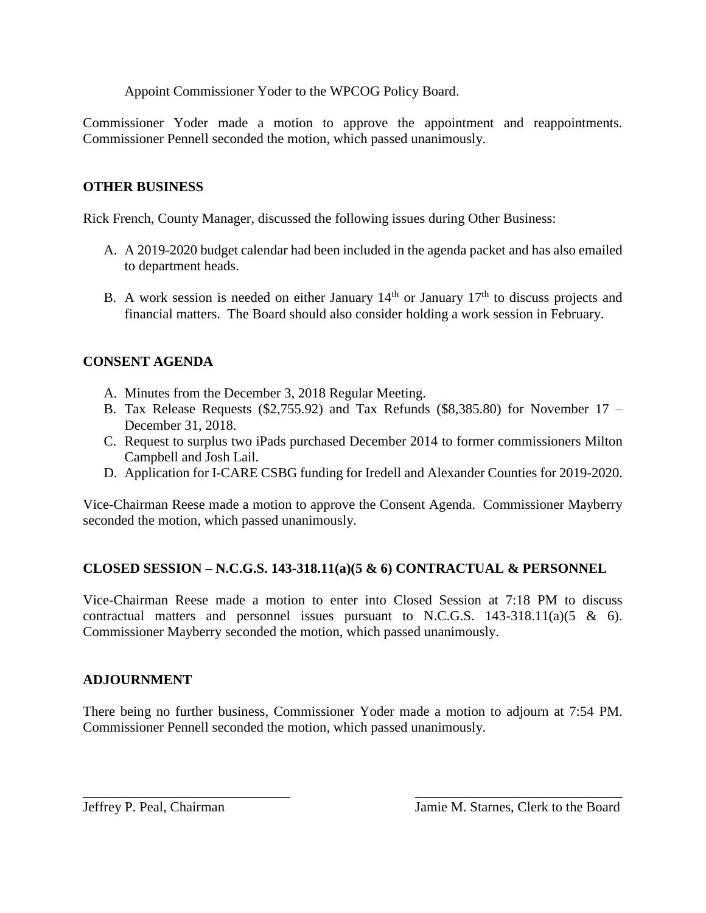Appoint Commissioner Yoder to the WPCOG Policy Board.

Commissioner Yoder made a motion to approve the appointment and reappointments. Commissioner Pennell seconded the motion, which passed unanimously.

## OTHER BUSINESS

Rick French, County Manager, discussed the following issues during Other Business:

A. A 2019-2020 budget calendar had been included in the agenda packet and has also emailed to department heads.

B. A work session is needed on either January 14th or January 17th to discuss projects and financial matters. The Board should also consider holding a work session in February.

## CONSENT AGENDA

A. Minutes from the December 3, 2018 Regular Meeting.
B. Tax Release Requests ($2,755.92) and Tax Refunds ($8,385.80) for November 17 – December 31, 2018.
C. Request to surplus two iPads purchased December 2014 to former commissioners Milton Campbell and Josh Lail.
D. Application for I-CARE CSBG funding for Iredell and Alexander Counties for 2019-2020.

Vice-Chairman Reese made a motion to approve the Consent Agenda. Commissioner Mayberry seconded the motion, which passed unanimously.

## CLOSED SESSION – N.C.G.S. 143-318.11(a)(5 & 6) CONTRACTUAL & PERSONNEL

Vice-Chairman Reese made a motion to enter into Closed Session at 7:18 PM to discuss contractual matters and personnel issues pursuant to N.C.G.S. 143-318.11(a)(5 & 6). Commissioner Mayberry seconded the motion, which passed unanimously.

## ADJOURNMENT

There being no further business, Commissioner Yoder made a motion to adjourn at 7:54 PM. Commissioner Pennell seconded the motion, which passed unanimously.

Jeffrey P. Peal, Chairman

Jamie M. Starnes, Clerk to the Board